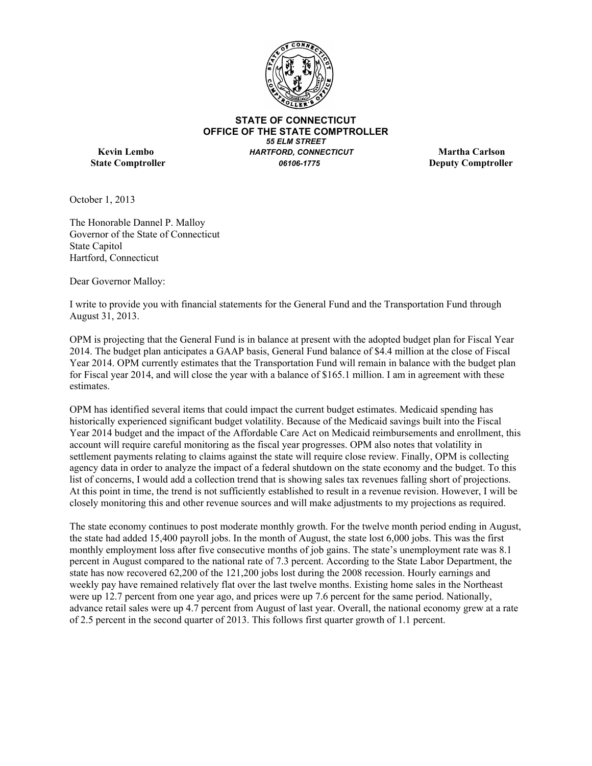**STATE OF CONNECTICUT**
**OFFICE OF THE STATE COMPTROLLER**
*55 ELM STREET*
*HARTFORD, CONNECTICUT*
*06106-1775*

**Kevin Lembo**
**State Comptroller**

**Martha Carlson**
**Deputy Comptroller**

October 1, 2013

The Honorable Dannel P. Malloy
Governor of the State of Connecticut
State Capitol
Hartford, Connecticut

Dear Governor Malloy:

I write to provide you with financial statements for the General Fund and the Transportation Fund through August 31, 2013.

OPM is projecting that the General Fund is in balance at present with the adopted budget plan for Fiscal Year 2014. The budget plan anticipates a GAAP basis, General Fund balance of $4.4 million at the close of Fiscal Year 2014. OPM currently estimates that the Transportation Fund will remain in balance with the budget plan for Fiscal year 2014, and will close the year with a balance of $165.1 million. I am in agreement with these estimates.

OPM has identified several items that could impact the current budget estimates. Medicaid spending has historically experienced significant budget volatility. Because of the Medicaid savings built into the Fiscal Year 2014 budget and the impact of the Affordable Care Act on Medicaid reimbursements and enrollment, this account will require careful monitoring as the fiscal year progresses. OPM also notes that volatility in settlement payments relating to claims against the state will require close review. Finally, OPM is collecting agency data in order to analyze the impact of a federal shutdown on the state economy and the budget. To this list of concerns, I would add a collection trend that is showing sales tax revenues falling short of projections. At this point in time, the trend is not sufficiently established to result in a revenue revision. However, I will be closely monitoring this and other revenue sources and will make adjustments to my projections as required.

The state economy continues to post moderate monthly growth. For the twelve month period ending in August, the state had added 15,400 payroll jobs. In the month of August, the state lost 6,000 jobs. This was the first monthly employment loss after five consecutive months of job gains. The state's unemployment rate was 8.1 percent in August compared to the national rate of 7.3 percent. According to the State Labor Department, the state has now recovered 62,200 of the 121,200 jobs lost during the 2008 recession. Hourly earnings and weekly pay have remained relatively flat over the last twelve months. Existing home sales in the Northeast were up 12.7 percent from one year ago, and prices were up 7.6 percent for the same period. Nationally, advance retail sales were up 4.7 percent from August of last year. Overall, the national economy grew at a rate of 2.5 percent in the second quarter of 2013. This follows first quarter growth of 1.1 percent.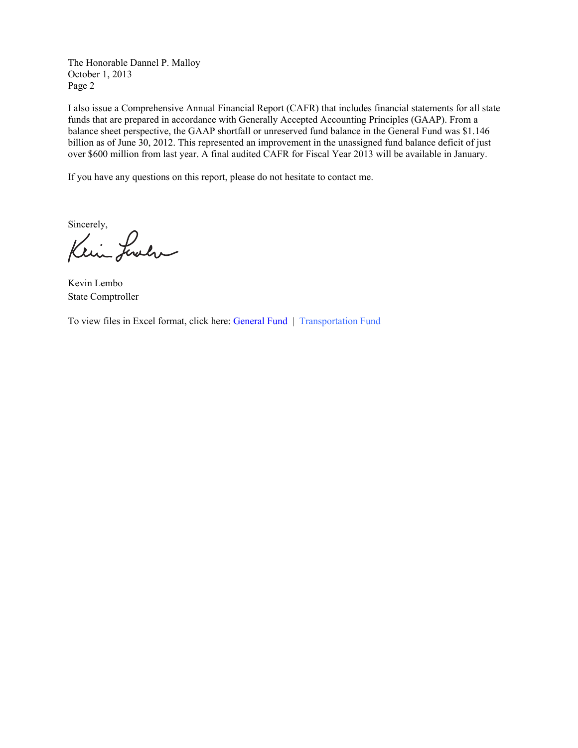The Honorable Dannel P. Malloy
October 1, 2013
Page 2

I also issue a Comprehensive Annual Financial Report (CAFR) that includes financial statements for all state funds that are prepared in accordance with Generally Accepted Accounting Principles (GAAP). From a balance sheet perspective, the GAAP shortfall or unreserved fund balance in the General Fund was $1.146 billion as of June 30, 2012. This represented an improvement in the unassigned fund balance deficit of just over $600 million from last year. A final audited CAFR for Fiscal Year 2013 will be available in January.

If you have any questions on this report, please do not hesitate to contact me.

Sincerely,

Kevin Lembo
State Comptroller

To view files in Excel format, click here: General Fund | Transportation Fund